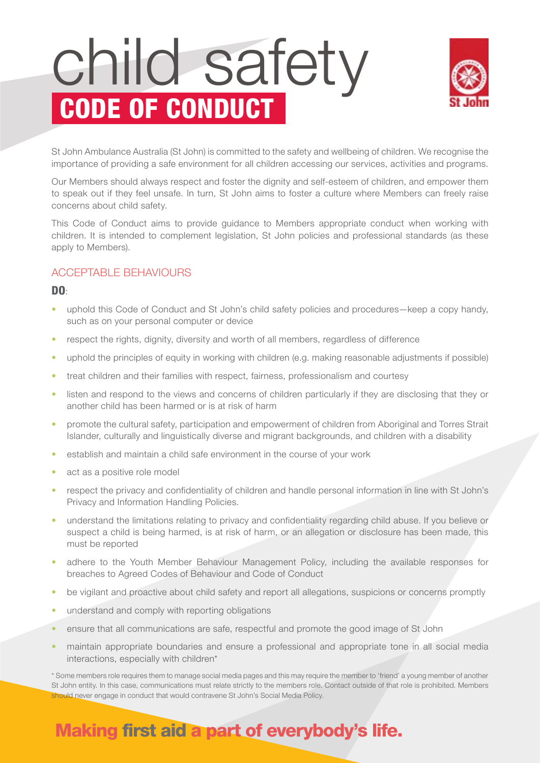# child safety CODE OF CONDUCT

St John Ambulance Australia (St John) is committed to the safety and wellbeing of children. We recognise the importance of providing a safe environment for all children accessing our services, activities and programs.

Our Members should always respect and foster the dignity and self-esteem of children, and empower them to speak out if they feel unsafe. In turn, St John aims to foster a culture where Members can freely raise concerns about child safety.

This Code of Conduct aims to provide guidance to Members appropriate conduct when working with children. It is intended to complement legislation, St John policies and professional standards (as these apply to Members).

## ACCEPTABLE BEHAVIOURS

**DO**:

- uphold this Code of Conduct and St John's child safety policies and procedures—keep a copy handy, such as on your personal computer or device
- respect the rights, dignity, diversity and worth of all members, regardless of difference
- uphold the principles of equity in working with children (e.g. making reasonable adjustments if possible)
- treat children and their families with respect, fairness, professionalism and courtesy
- listen and respond to the views and concerns of children particularly if they are disclosing that they or another child has been harmed or is at risk of harm
- promote the cultural safety, participation and empowerment of children from Aboriginal and Torres Strait Islander, culturally and linguistically diverse and migrant backgrounds, and children with a disability
- establish and maintain a child safe environment in the course of your work
- act as a positive role model
- respect the privacy and confidentiality of children and handle personal information in line with St John's Privacy and Information Handling Policies.
- understand the limitations relating to privacy and confidentiality regarding child abuse. If you believe or suspect a child is being harmed, is at risk of harm, or an allegation or disclosure has been made, this must be reported
- adhere to the Youth Member Behaviour Management Policy, including the available responses for breaches to Agreed Codes of Behaviour and Code of Conduct
- be vigilant and proactive about child safety and report all allegations, suspicions or concerns promptly
- understand and comply with reporting obligations
- ensure that all communications are safe, respectful and promote the good image of St John
- maintain appropriate boundaries and ensure a professional and appropriate tone in all social media interactions, especially with children*

* Some members role requires them to manage social media pages and this may require the member to 'friend' a young member of another St John entity. In this case, communications must relate strictly to the members role. Contact outside of that role is prohibited. Members should never engage in conduct that would contravene St John's Social Media Policy.

**Making first aid a part of everybody's life.**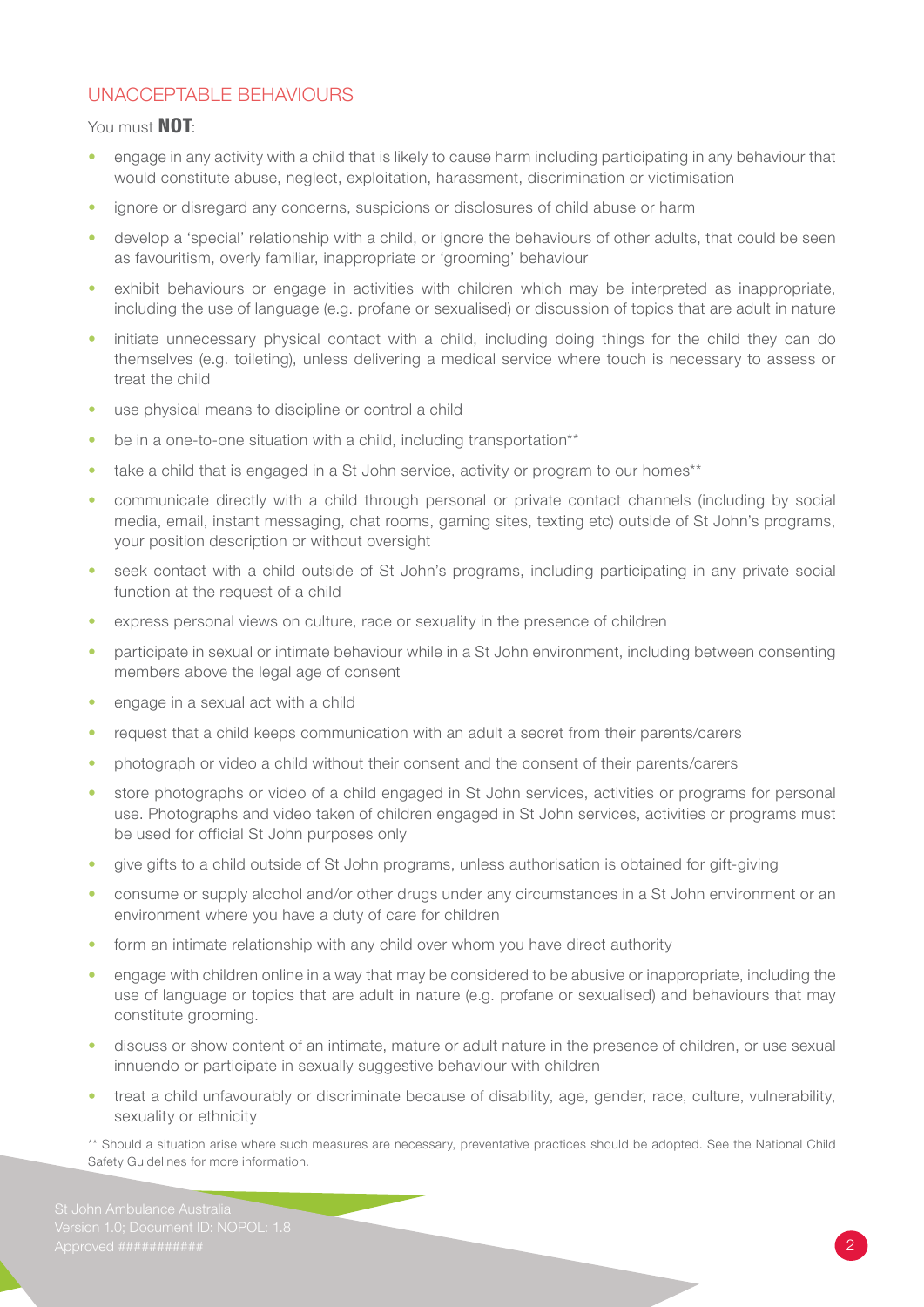## UNACCEPTABLE BEHAVIOURS

You must **NOT**:

- engage in any activity with a child that is likely to cause harm including participating in any behaviour that would constitute abuse, neglect, exploitation, harassment, discrimination or victimisation
- ignore or disregard any concerns, suspicions or disclosures of child abuse or harm
- develop a 'special' relationship with a child, or ignore the behaviours of other adults, that could be seen as favouritism, overly familiar, inappropriate or 'grooming' behaviour
- exhibit behaviours or engage in activities with children which may be interpreted as inappropriate, including the use of language (e.g. profane or sexualised) or discussion of topics that are adult in nature
- initiate unnecessary physical contact with a child, including doing things for the child they can do themselves (e.g. toileting), unless delivering a medical service where touch is necessary to assess or treat the child
- use physical means to discipline or control a child
- be in a one-to-one situation with a child, including transportation**
- take a child that is engaged in a St John service, activity or program to our homes**
- communicate directly with a child through personal or private contact channels (including by social media, email, instant messaging, chat rooms, gaming sites, texting etc) outside of St John's programs, your position description or without oversight
- seek contact with a child outside of St John's programs, including participating in any private social function at the request of a child
- express personal views on culture, race or sexuality in the presence of children
- participate in sexual or intimate behaviour while in a St John environment, including between consenting members above the legal age of consent
- engage in a sexual act with a child
- request that a child keeps communication with an adult a secret from their parents/carers
- photograph or video a child without their consent and the consent of their parents/carers
- store photographs or video of a child engaged in St John services, activities or programs for personal use. Photographs and video taken of children engaged in St John services, activities or programs must be used for official St John purposes only
- give gifts to a child outside of St John programs, unless authorisation is obtained for gift-giving
- consume or supply alcohol and/or other drugs under any circumstances in a St John environment or an environment where you have a duty of care for children
- form an intimate relationship with any child over whom you have direct authority
- engage with children online in a way that may be considered to be abusive or inappropriate, including the use of language or topics that are adult in nature (e.g. profane or sexualised) and behaviours that may constitute grooming.
- discuss or show content of an intimate, mature or adult nature in the presence of children, or use sexual innuendo or participate in sexually suggestive behaviour with children
- treat a child unfavourably or discriminate because of disability, age, gender, race, culture, vulnerability, sexuality or ethnicity

** Should a situation arise where such measures are necessary, preventative practices should be adopted. See the National Child Safety Guidelines for more information.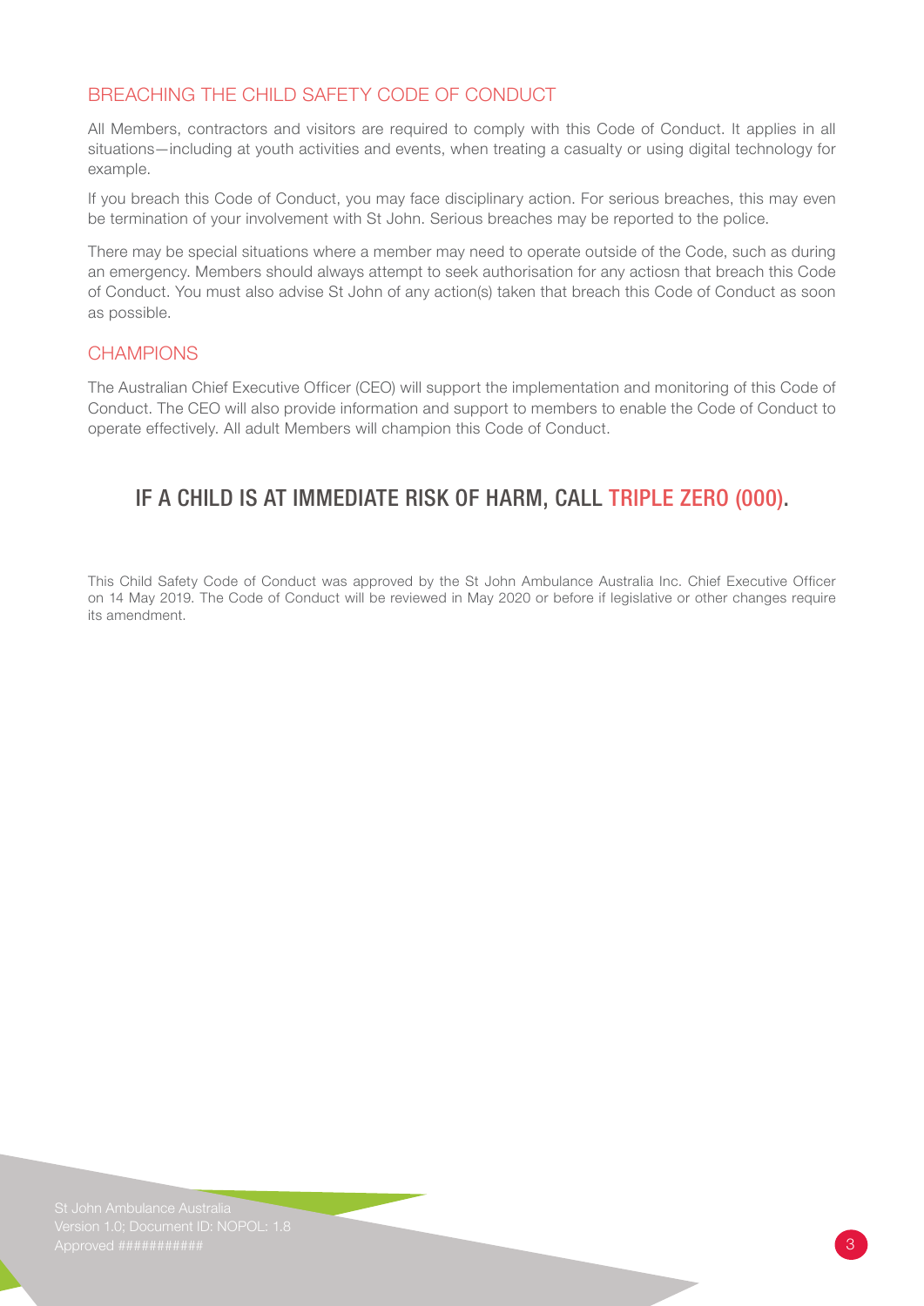## BREACHING THE CHILD SAFETY CODE OF CONDUCT

All Members, contractors and visitors are required to comply with this Code of Conduct. It applies in all situations—including at youth activities and events, when treating a casualty or using digital technology for example.

If you breach this Code of Conduct, you may face disciplinary action. For serious breaches, this may even be termination of your involvement with St John. Serious breaches may be reported to the police.

There may be special situations where a member may need to operate outside of the Code, such as during an emergency. Members should always attempt to seek authorisation for any actiosn that breach this Code of Conduct. You must also advise St John of any action(s) taken that breach this Code of Conduct as soon as possible.

## CHAMPIONS

The Australian Chief Executive Officer (CEO) will support the implementation and monitoring of this Code of Conduct. The CEO will also provide information and support to members to enable the Code of Conduct to operate effectively. All adult Members will champion this Code of Conduct.

## IF A CHILD IS AT IMMEDIATE RISK OF HARM, CALL TRIPLE ZERO (000).

This Child Safety Code of Conduct was approved by the St John Ambulance Australia Inc. Chief Executive Officer on 14 May 2019. The Code of Conduct will be reviewed in May 2020 or before if legislative or other changes require its amendment.